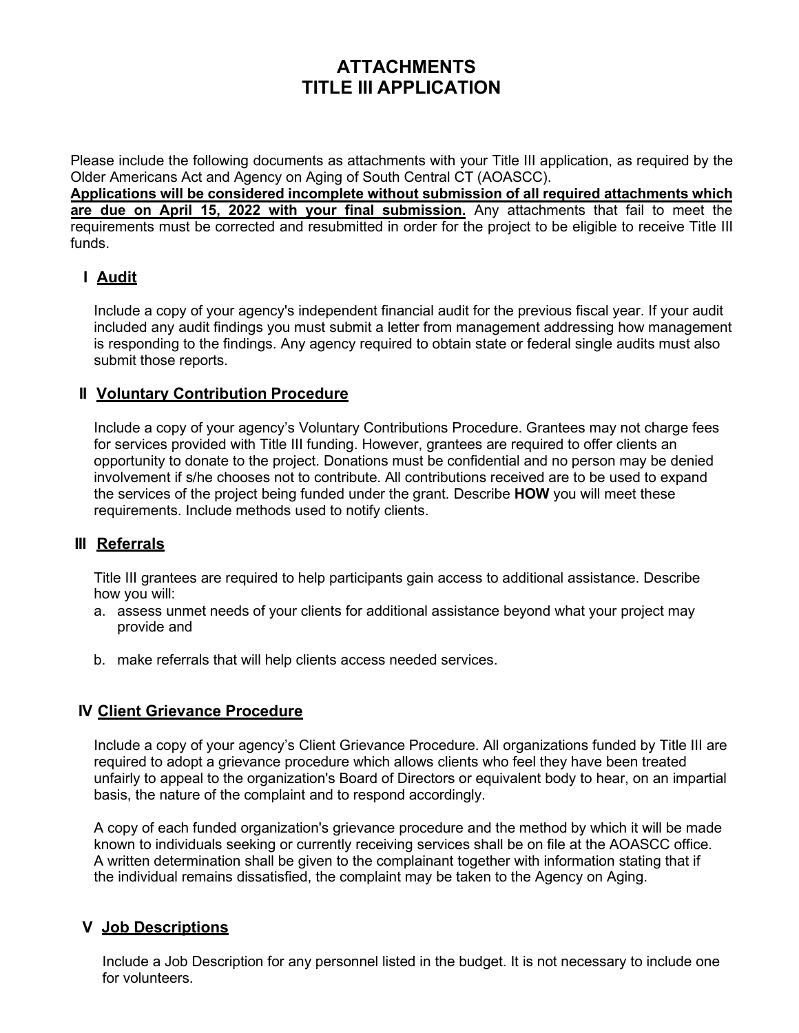# ATTACHMENTS
# TITLE III APPLICATION

Please include the following documents as attachments with your Title III application, as required by the Older Americans Act and Agency on Aging of South Central CT (AOASCC).

**Applications will be considered incomplete without submission of all required attachments which are due on April 15, 2022 with your final submission.** Any attachments that fail to meet the requirements must be corrected and resubmitted in order for the project to be eligible to receive Title III funds.

## I Audit

Include a copy of your agency's independent financial audit for the previous fiscal year. If your audit included any audit findings you must submit a letter from management addressing how management is responding to the findings. Any agency required to obtain state or federal single audits must also submit those reports.

## II Voluntary Contribution Procedure

Include a copy of your agency's Voluntary Contributions Procedure. Grantees may not charge fees for services provided with Title III funding. However, grantees are required to offer clients an opportunity to donate to the project. Donations must be confidential and no person may be denied involvement if s/he chooses not to contribute. All contributions received are to be used to expand the services of the project being funded under the grant. Describe **HOW** you will meet these requirements. Include methods used to notify clients.

## III Referrals

Title III grantees are required to help participants gain access to additional assistance. Describe how you will:

a. assess unmet needs of your clients for additional assistance beyond what your project may provide and

b. make referrals that will help clients access needed services.

## IV Client Grievance Procedure

Include a copy of your agency's Client Grievance Procedure. All organizations funded by Title III are required to adopt a grievance procedure which allows clients who feel they have been treated unfairly to appeal to the organization's Board of Directors or equivalent body to hear, on an impartial basis, the nature of the complaint and to respond accordingly.

A copy of each funded organization's grievance procedure and the method by which it will be made known to individuals seeking or currently receiving services shall be on file at the AOASCC office. A written determination shall be given to the complainant together with information stating that if the individual remains dissatisfied, the complaint may be taken to the Agency on Aging.

## V Job Descriptions

Include a Job Description for any personnel listed in the budget. It is not necessary to include one for volunteers.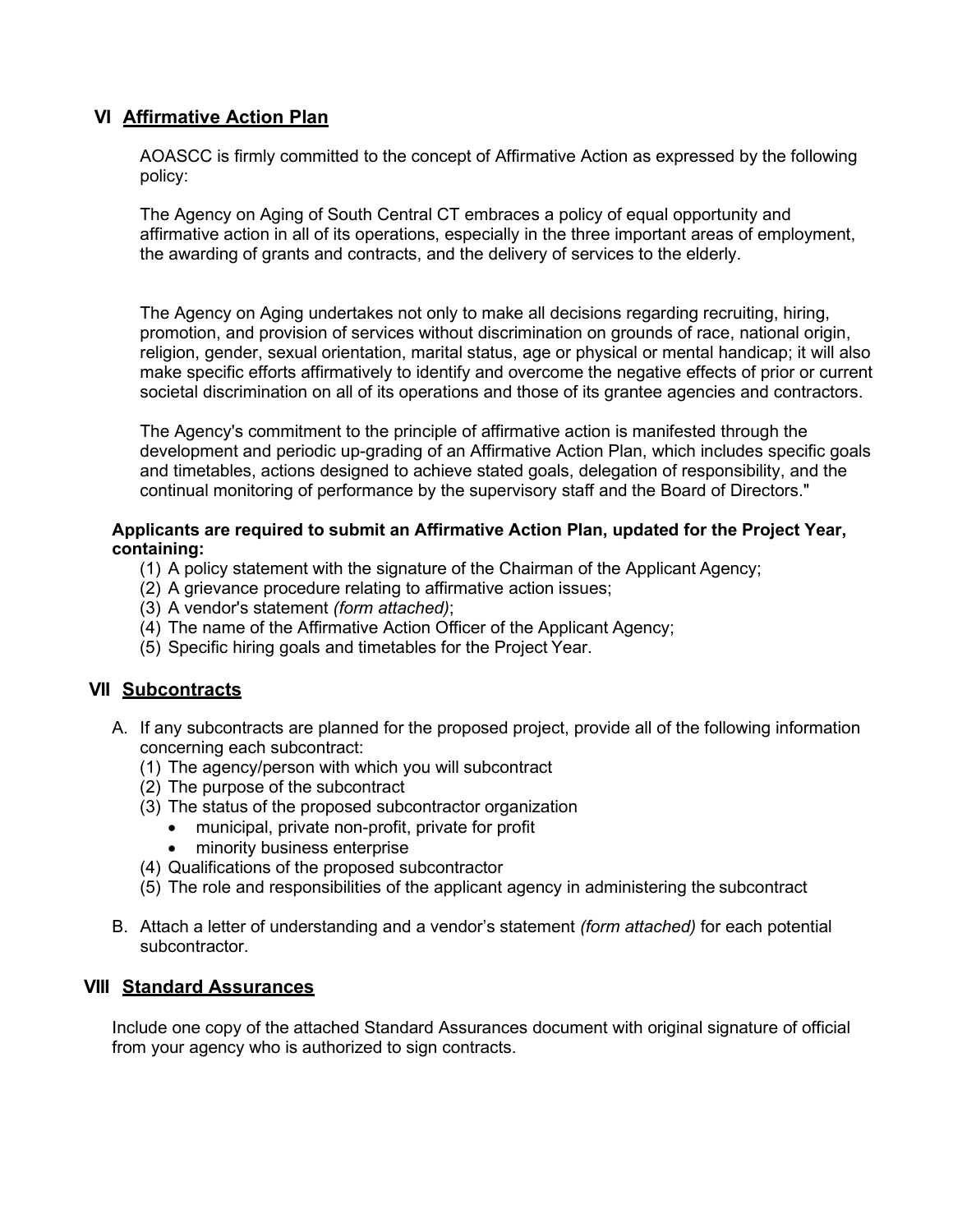## VI Affirmative Action Plan

AOASCC is firmly committed to the concept of Affirmative Action as expressed by the following policy:

The Agency on Aging of South Central CT embraces a policy of equal opportunity and affirmative action in all of its operations, especially in the three important areas of employment, the awarding of grants and contracts, and the delivery of services to the elderly.

The Agency on Aging undertakes not only to make all decisions regarding recruiting, hiring, promotion, and provision of services without discrimination on grounds of race, national origin, religion, gender, sexual orientation, marital status, age or physical or mental handicap; it will also make specific efforts affirmatively to identify and overcome the negative effects of prior or current societal discrimination on all of its operations and those of its grantee agencies and contractors.

The Agency's commitment to the principle of affirmative action is manifested through the development and periodic up-grading of an Affirmative Action Plan, which includes specific goals and timetables, actions designed to achieve stated goals, delegation of responsibility, and the continual monitoring of performance by the supervisory staff and the Board of Directors."

**Applicants are required to submit an Affirmative Action Plan, updated for the Project Year, containing:**

(1) A policy statement with the signature of the Chairman of the Applicant Agency;
(2) A grievance procedure relating to affirmative action issues;
(3) A vendor's statement *(form attached)*;
(4) The name of the Affirmative Action Officer of the Applicant Agency;
(5) Specific hiring goals and timetables for the Project Year.

## VII Subcontracts

A. If any subcontracts are planned for the proposed project, provide all of the following information concerning each subcontract:
   (1) The agency/person with which you will subcontract
   (2) The purpose of the subcontract
   (3) The status of the proposed subcontractor organization
   - municipal, private non-profit, private for profit
   - minority business enterprise

   (4) Qualifications of the proposed subcontractor
   (5) The role and responsibilities of the applicant agency in administering the subcontract

B. Attach a letter of understanding and a vendor's statement *(form attached)* for each potential subcontractor.

## VIII Standard Assurances

Include one copy of the attached Standard Assurances document with original signature of official from your agency who is authorized to sign contracts.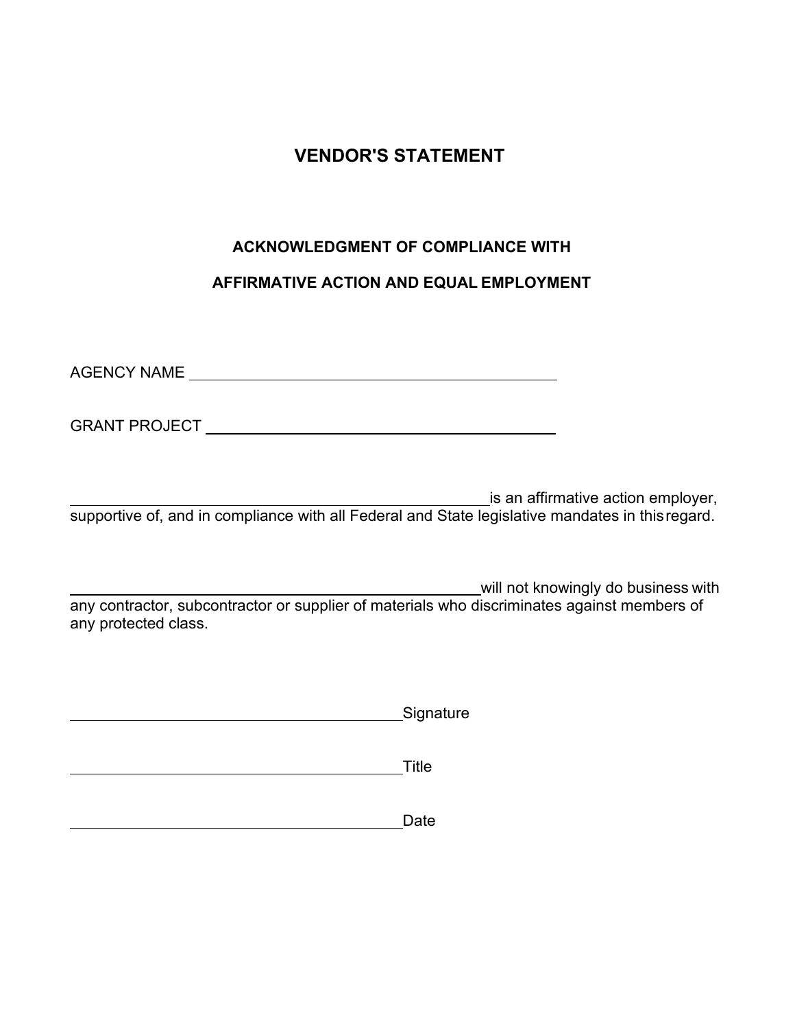# VENDOR'S STATEMENT

## ACKNOWLEDGMENT OF COMPLIANCE WITH

## AFFIRMATIVE ACTION AND EQUAL EMPLOYMENT

AGENCY NAME ____________________________________________

GRANT PROJECT ___________________________________________

____________________________________________ is an affirmative action employer, supportive of, and in compliance with all Federal and State legislative mandates in this regard.

____________________________________________ will not knowingly do business with any contractor, subcontractor or supplier of materials who discriminates against members of any protected class.

________________________________________ Signature

________________________________________ Title

________________________________________ Date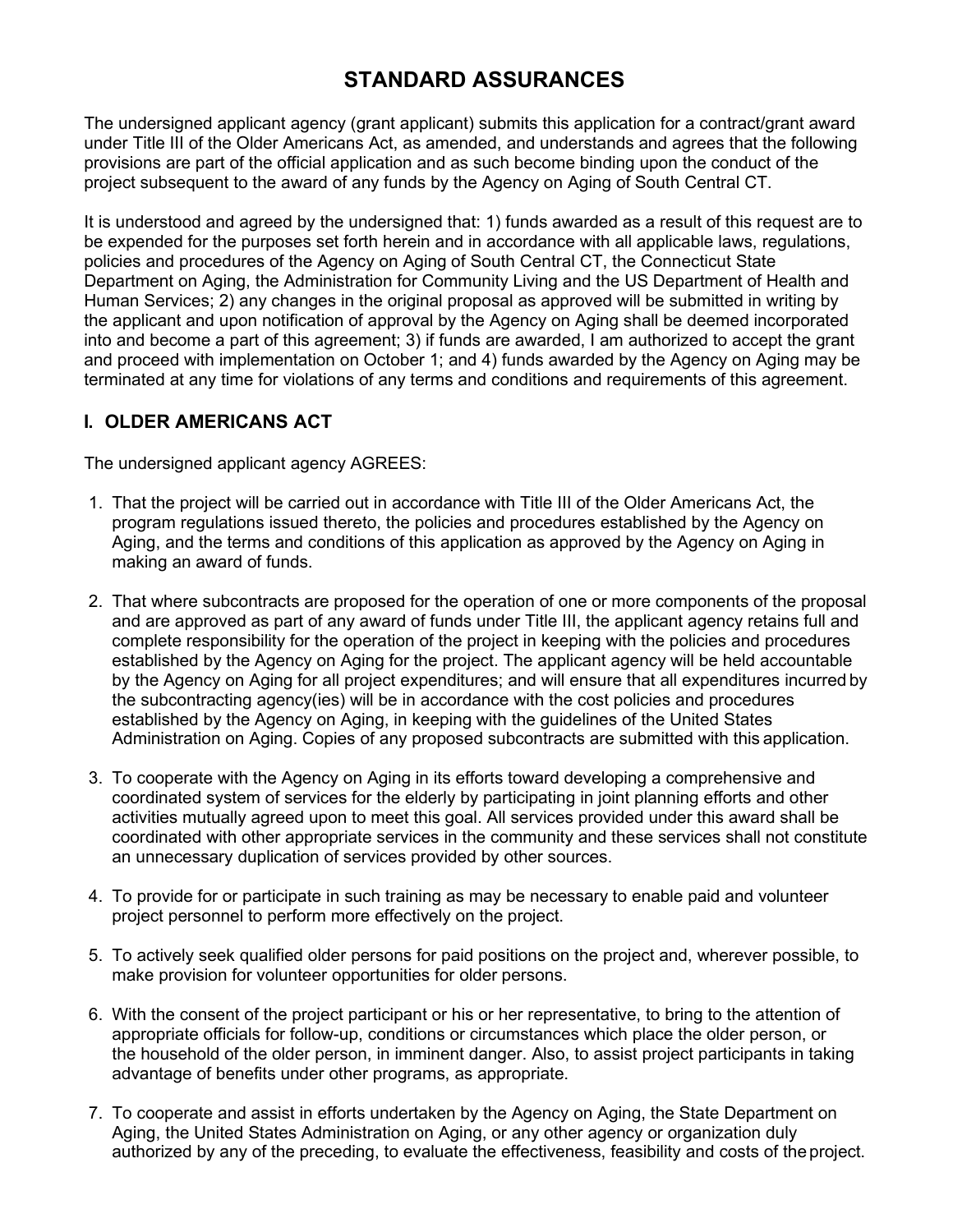# STANDARD ASSURANCES

The undersigned applicant agency (grant applicant) submits this application for a contract/grant award under Title III of the Older Americans Act, as amended, and understands and agrees that the following provisions are part of the official application and as such become binding upon the conduct of the project subsequent to the award of any funds by the Agency on Aging of South Central CT.

It is understood and agreed by the undersigned that: 1) funds awarded as a result of this request are to be expended for the purposes set forth herein and in accordance with all applicable laws, regulations, policies and procedures of the Agency on Aging of South Central CT, the Connecticut State Department on Aging, the Administration for Community Living and the US Department of Health and Human Services; 2) any changes in the original proposal as approved will be submitted in writing by the applicant and upon notification of approval by the Agency on Aging shall be deemed incorporated into and become a part of this agreement; 3) if funds are awarded, I am authorized to accept the grant and proceed with implementation on October 1; and 4) funds awarded by the Agency on Aging may be terminated at any time for violations of any terms and conditions and requirements of this agreement.

## I. OLDER AMERICANS ACT

The undersigned applicant agency AGREES:

1. That the project will be carried out in accordance with Title III of the Older Americans Act, the program regulations issued thereto, the policies and procedures established by the Agency on Aging, and the terms and conditions of this application as approved by the Agency on Aging in making an award of funds.

2. That where subcontracts are proposed for the operation of one or more components of the proposal and are approved as part of any award of funds under Title III, the applicant agency retains full and complete responsibility for the operation of the project in keeping with the policies and procedures established by the Agency on Aging for the project. The applicant agency will be held accountable by the Agency on Aging for all project expenditures; and will ensure that all expenditures incurred by the subcontracting agency(ies) will be in accordance with the cost policies and procedures established by the Agency on Aging, in keeping with the guidelines of the United States Administration on Aging. Copies of any proposed subcontracts are submitted with this application.

3. To cooperate with the Agency on Aging in its efforts toward developing a comprehensive and coordinated system of services for the elderly by participating in joint planning efforts and other activities mutually agreed upon to meet this goal. All services provided under this award shall be coordinated with other appropriate services in the community and these services shall not constitute an unnecessary duplication of services provided by other sources.

4. To provide for or participate in such training as may be necessary to enable paid and volunteer project personnel to perform more effectively on the project.

5. To actively seek qualified older persons for paid positions on the project and, wherever possible, to make provision for volunteer opportunities for older persons.

6. With the consent of the project participant or his or her representative, to bring to the attention of appropriate officials for follow-up, conditions or circumstances which place the older person, or the household of the older person, in imminent danger. Also, to assist project participants in taking advantage of benefits under other programs, as appropriate.

7. To cooperate and assist in efforts undertaken by the Agency on Aging, the State Department on Aging, the United States Administration on Aging, or any other agency or organization duly authorized by any of the preceding, to evaluate the effectiveness, feasibility and costs of the project.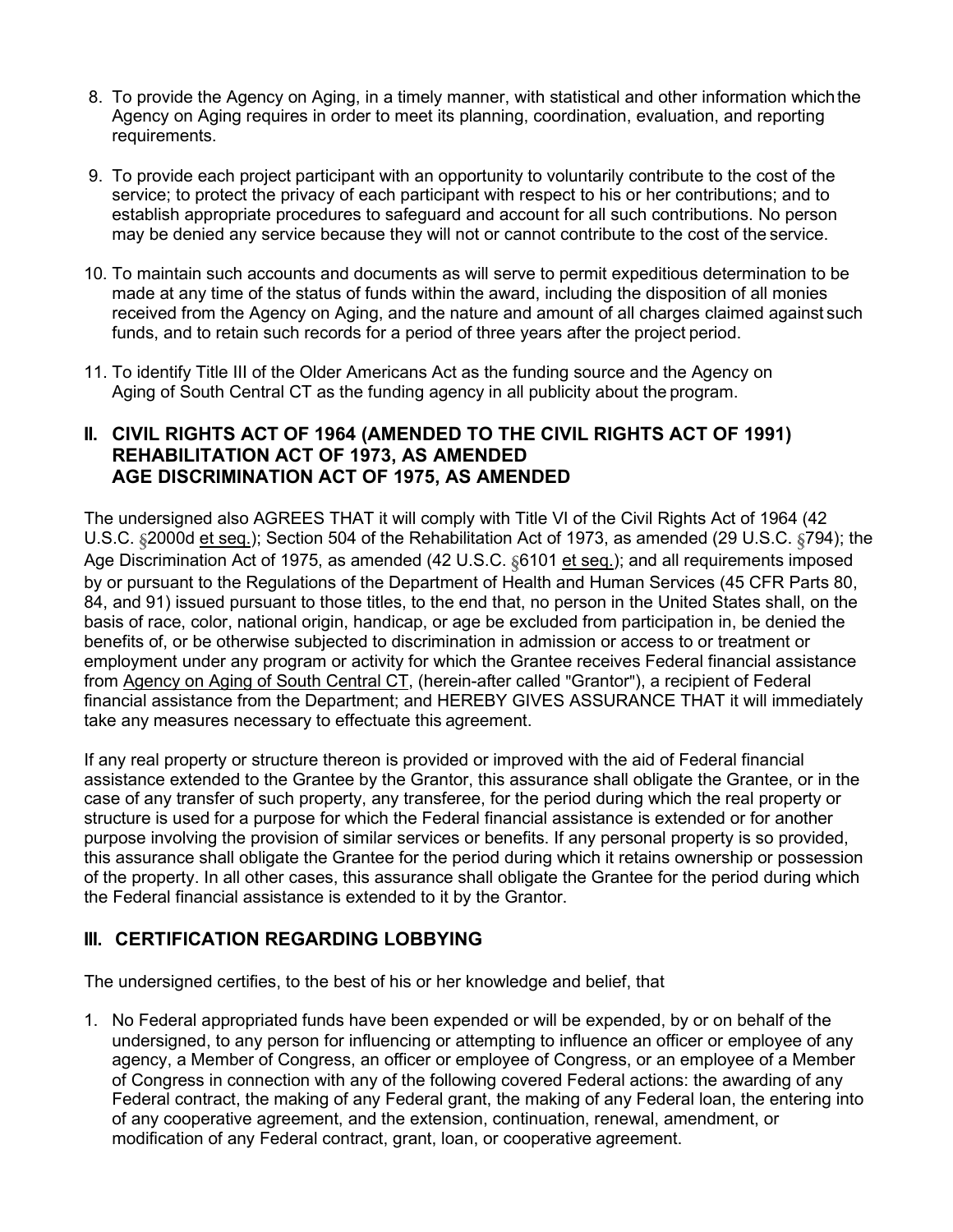8. To provide the Agency on Aging, in a timely manner, with statistical and other information which the Agency on Aging requires in order to meet its planning, coordination, evaluation, and reporting requirements.

9. To provide each project participant with an opportunity to voluntarily contribute to the cost of the service; to protect the privacy of each participant with respect to his or her contributions; and to establish appropriate procedures to safeguard and account for all such contributions. No person may be denied any service because they will not or cannot contribute to the cost of the service.

10. To maintain such accounts and documents as will serve to permit expeditious determination to be made at any time of the status of funds within the award, including the disposition of all monies received from the Agency on Aging, and the nature and amount of all charges claimed against such funds, and to retain such records for a period of three years after the project period.

11. To identify Title III of the Older Americans Act as the funding source and the Agency on Aging of South Central CT as the funding agency in all publicity about the program.

## II. CIVIL RIGHTS ACT OF 1964 (AMENDED TO THE CIVIL RIGHTS ACT OF 1991) REHABILITATION ACT OF 1973, AS AMENDED AGE DISCRIMINATION ACT OF 1975, AS AMENDED

The undersigned also AGREES THAT it will comply with Title VI of the Civil Rights Act of 1964 (42 U.S.C. §2000d et seq.); Section 504 of the Rehabilitation Act of 1973, as amended (29 U.S.C. §794); the Age Discrimination Act of 1975, as amended (42 U.S.C. §6101 et seq.); and all requirements imposed by or pursuant to the Regulations of the Department of Health and Human Services (45 CFR Parts 80, 84, and 91) issued pursuant to those titles, to the end that, no person in the United States shall, on the basis of race, color, national origin, handicap, or age be excluded from participation in, be denied the benefits of, or be otherwise subjected to discrimination in admission or access to or treatment or employment under any program or activity for which the Grantee receives Federal financial assistance from Agency on Aging of South Central CT, (herein-after called "Grantor"), a recipient of Federal financial assistance from the Department; and HEREBY GIVES ASSURANCE THAT it will immediately take any measures necessary to effectuate this agreement.

If any real property or structure thereon is provided or improved with the aid of Federal financial assistance extended to the Grantee by the Grantor, this assurance shall obligate the Grantee, or in the case of any transfer of such property, any transferee, for the period during which the real property or structure is used for a purpose for which the Federal financial assistance is extended or for another purpose involving the provision of similar services or benefits. If any personal property is so provided, this assurance shall obligate the Grantee for the period during which it retains ownership or possession of the property. In all other cases, this assurance shall obligate the Grantee for the period during which the Federal financial assistance is extended to it by the Grantor.

## III. CERTIFICATION REGARDING LOBBYING

The undersigned certifies, to the best of his or her knowledge and belief, that

1. No Federal appropriated funds have been expended or will be expended, by or on behalf of the undersigned, to any person for influencing or attempting to influence an officer or employee of any agency, a Member of Congress, an officer or employee of Congress, or an employee of a Member of Congress in connection with any of the following covered Federal actions: the awarding of any Federal contract, the making of any Federal grant, the making of any Federal loan, the entering into of any cooperative agreement, and the extension, continuation, renewal, amendment, or modification of any Federal contract, grant, loan, or cooperative agreement.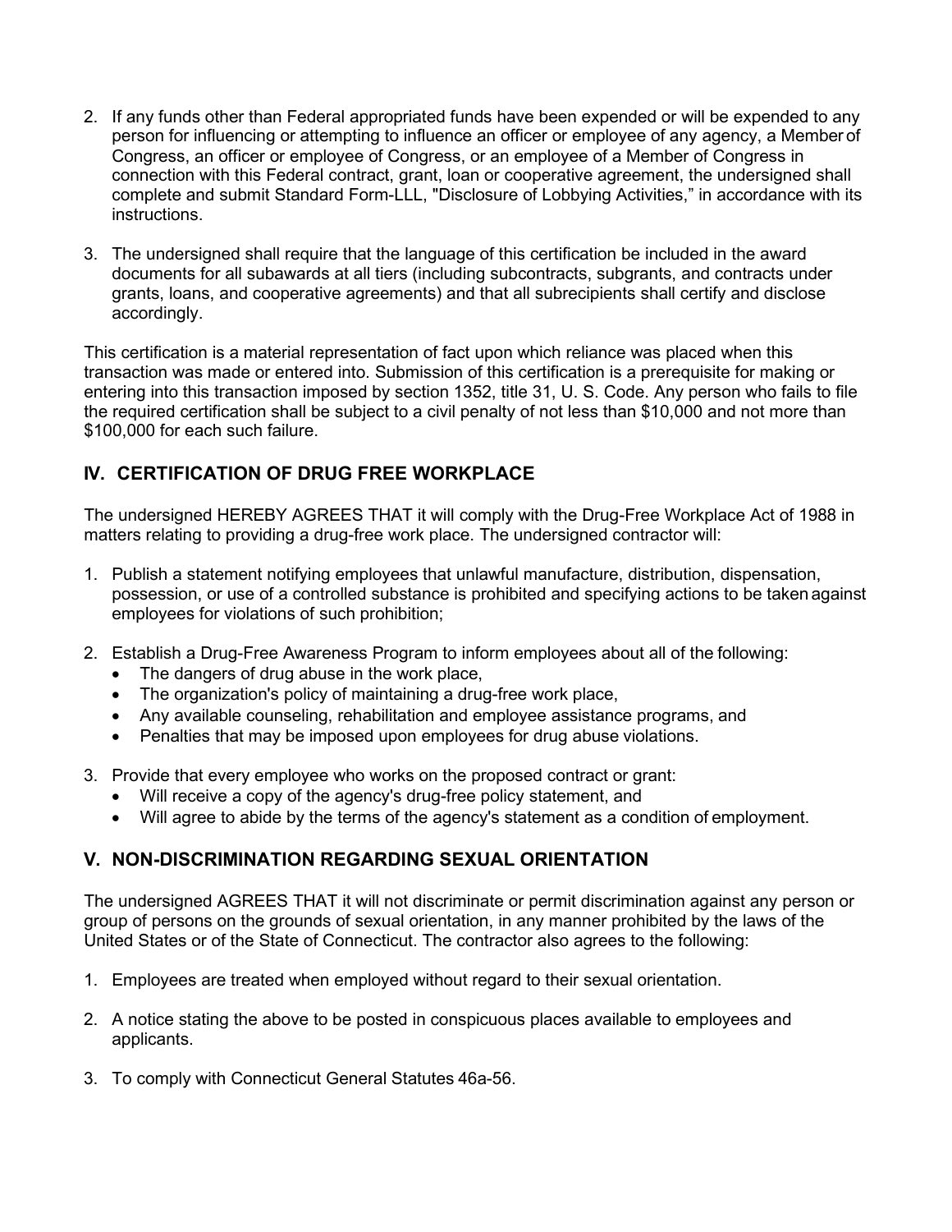2. If any funds other than Federal appropriated funds have been expended or will be expended to any person for influencing or attempting to influence an officer or employee of any agency, a Member of Congress, an officer or employee of Congress, or an employee of a Member of Congress in connection with this Federal contract, grant, loan or cooperative agreement, the undersigned shall complete and submit Standard Form-LLL, "Disclosure of Lobbying Activities," in accordance with its instructions.

3. The undersigned shall require that the language of this certification be included in the award documents for all subawards at all tiers (including subcontracts, subgrants, and contracts under grants, loans, and cooperative agreements) and that all subrecipients shall certify and disclose accordingly.

This certification is a material representation of fact upon which reliance was placed when this transaction was made or entered into. Submission of this certification is a prerequisite for making or entering into this transaction imposed by section 1352, title 31, U. S. Code. Any person who fails to file the required certification shall be subject to a civil penalty of not less than $10,000 and not more than $100,000 for each such failure.

## IV. CERTIFICATION OF DRUG FREE WORKPLACE

The undersigned HEREBY AGREES THAT it will comply with the Drug-Free Workplace Act of 1988 in matters relating to providing a drug-free work place. The undersigned contractor will:

1. Publish a statement notifying employees that unlawful manufacture, distribution, dispensation, possession, or use of a controlled substance is prohibited and specifying actions to be taken against employees for violations of such prohibition;

2. Establish a Drug-Free Awareness Program to inform employees about all of the following:
   - The dangers of drug abuse in the work place,
   - The organization's policy of maintaining a drug-free work place,
   - Any available counseling, rehabilitation and employee assistance programs, and
   - Penalties that may be imposed upon employees for drug abuse violations.

3. Provide that every employee who works on the proposed contract or grant:
   - Will receive a copy of the agency's drug-free policy statement, and
   - Will agree to abide by the terms of the agency's statement as a condition of employment.

## V. NON-DISCRIMINATION REGARDING SEXUAL ORIENTATION

The undersigned AGREES THAT it will not discriminate or permit discrimination against any person or group of persons on the grounds of sexual orientation, in any manner prohibited by the laws of the United States or of the State of Connecticut. The contractor also agrees to the following:

1. Employees are treated when employed without regard to their sexual orientation.

2. A notice stating the above to be posted in conspicuous places available to employees and applicants.

3. To comply with Connecticut General Statutes 46a-56.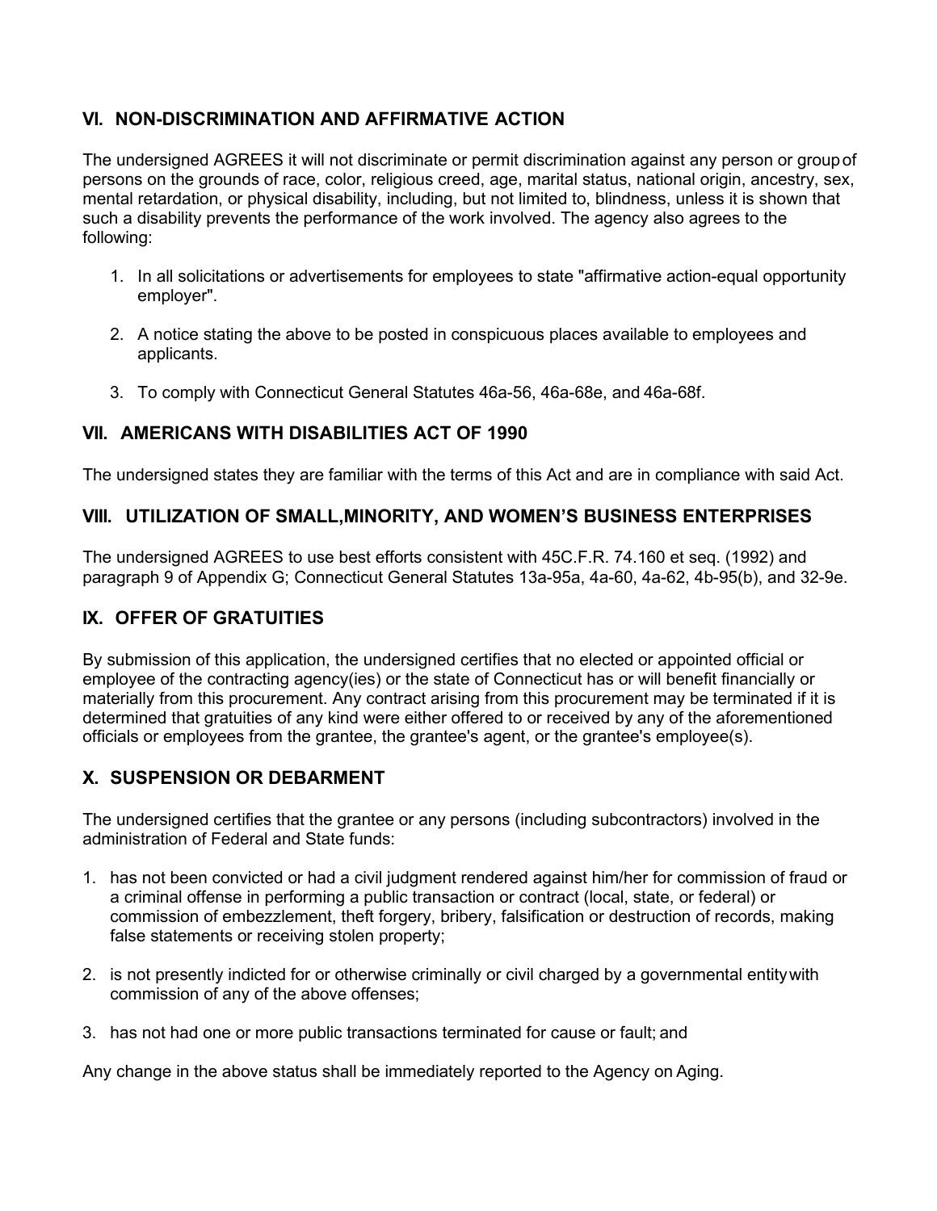## VI. NON-DISCRIMINATION AND AFFIRMATIVE ACTION

The undersigned AGREES it will not discriminate or permit discrimination against any person or group of persons on the grounds of race, color, religious creed, age, marital status, national origin, ancestry, sex, mental retardation, or physical disability, including, but not limited to, blindness, unless it is shown that such a disability prevents the performance of the work involved. The agency also agrees to the following:

1. In all solicitations or advertisements for employees to state "affirmative action-equal opportunity employer".

2. A notice stating the above to be posted in conspicuous places available to employees and applicants.

3. To comply with Connecticut General Statutes 46a-56, 46a-68e, and 46a-68f.

## VII. AMERICANS WITH DISABILITIES ACT OF 1990

The undersigned states they are familiar with the terms of this Act and are in compliance with said Act.

## VIII. UTILIZATION OF SMALL,MINORITY, AND WOMEN'S BUSINESS ENTERPRISES

The undersigned AGREES to use best efforts consistent with 45C.F.R. 74.160 et seq. (1992) and paragraph 9 of Appendix G; Connecticut General Statutes 13a-95a, 4a-60, 4a-62, 4b-95(b), and 32-9e.

## IX. OFFER OF GRATUITIES

By submission of this application, the undersigned certifies that no elected or appointed official or employee of the contracting agency(ies) or the state of Connecticut has or will benefit financially or materially from this procurement. Any contract arising from this procurement may be terminated if it is determined that gratuities of any kind were either offered to or received by any of the aforementioned officials or employees from the grantee, the grantee's agent, or the grantee's employee(s).

## X. SUSPENSION OR DEBARMENT

The undersigned certifies that the grantee or any persons (including subcontractors) involved in the administration of Federal and State funds:

1. has not been convicted or had a civil judgment rendered against him/her for commission of fraud or a criminal offense in performing a public transaction or contract (local, state, or federal) or commission of embezzlement, theft forgery, bribery, falsification or destruction of records, making false statements or receiving stolen property;

2. is not presently indicted for or otherwise criminally or civil charged by a governmental entity with commission of any of the above offenses;

3. has not had one or more public transactions terminated for cause or fault; and

Any change in the above status shall be immediately reported to the Agency on Aging.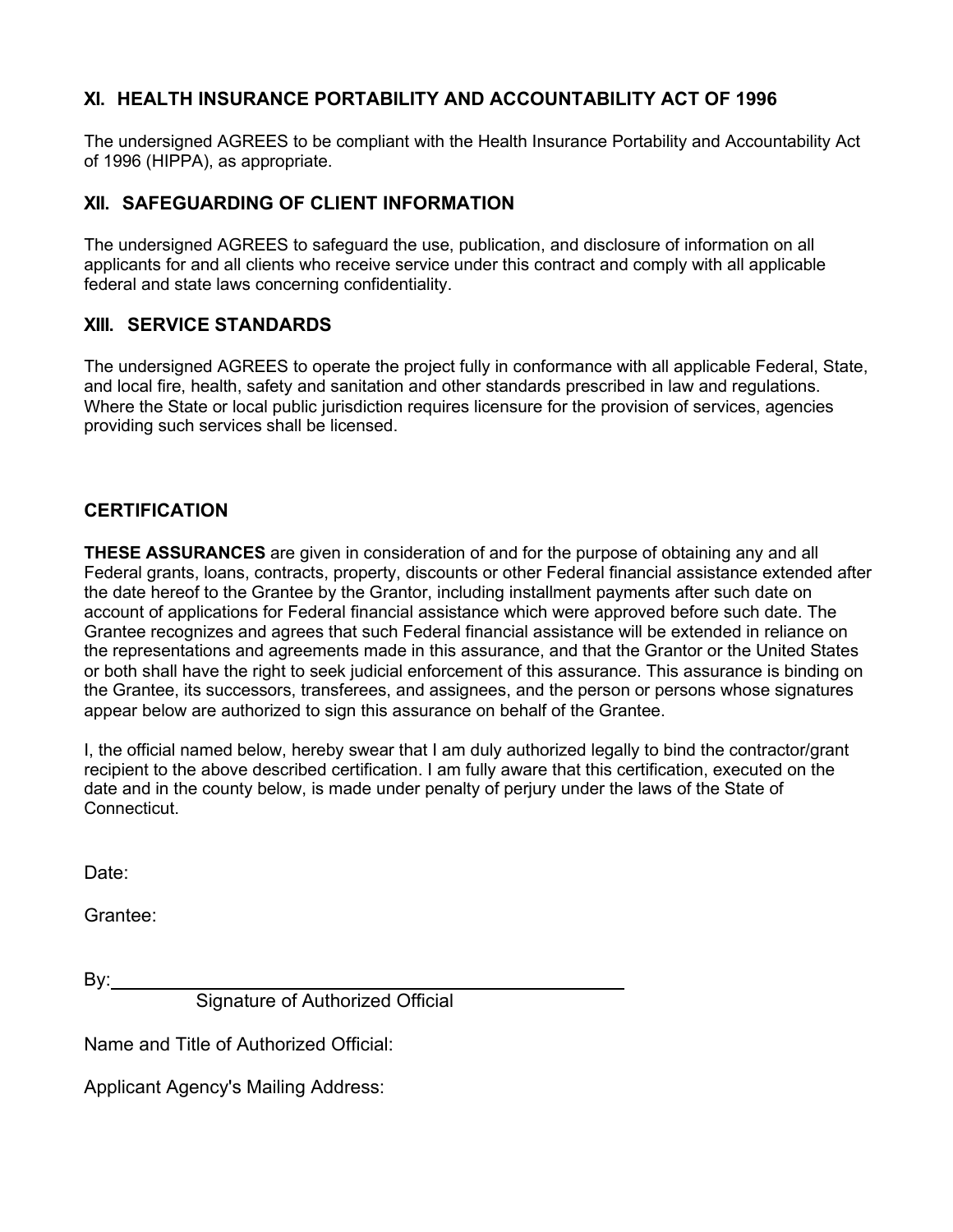## XI. HEALTH INSURANCE PORTABILITY AND ACCOUNTABILITY ACT OF 1996

The undersigned AGREES to be compliant with the Health Insurance Portability and Accountability Act of 1996 (HIPPA), as appropriate.

## XII. SAFEGUARDING OF CLIENT INFORMATION

The undersigned AGREES to safeguard the use, publication, and disclosure of information on all applicants for and all clients who receive service under this contract and comply with all applicable federal and state laws concerning confidentiality.

## XIII. SERVICE STANDARDS

The undersigned AGREES to operate the project fully in conformance with all applicable Federal, State, and local fire, health, safety and sanitation and other standards prescribed in law and regulations. Where the State or local public jurisdiction requires licensure for the provision of services, agencies providing such services shall be licensed.

## CERTIFICATION

**THESE ASSURANCES** are given in consideration of and for the purpose of obtaining any and all Federal grants, loans, contracts, property, discounts or other Federal financial assistance extended after the date hereof to the Grantee by the Grantor, including installment payments after such date on account of applications for Federal financial assistance which were approved before such date. The Grantee recognizes and agrees that such Federal financial assistance will be extended in reliance on the representations and agreements made in this assurance, and that the Grantor or the United States or both shall have the right to seek judicial enforcement of this assurance. This assurance is binding on the Grantee, its successors, transferees, and assignees, and the person or persons whose signatures appear below are authorized to sign this assurance on behalf of the Grantee.

I, the official named below, hereby swear that I am duly authorized legally to bind the contractor/grant recipient to the above described certification. I am fully aware that this certification, executed on the date and in the county below, is made under penalty of perjury under the laws of the State of Connecticut.

Date:

Grantee:

By:\_\_\_\_\_\_\_\_\_\_\_\_\_\_\_\_\_\_\_\_\_\_\_\_\_\_\_\_\_\_\_\_\_\_\_\_\_\_\_\_\_\_\_\_\_\_

Signature of Authorized Official

Name and Title of Authorized Official:

Applicant Agency's Mailing Address: